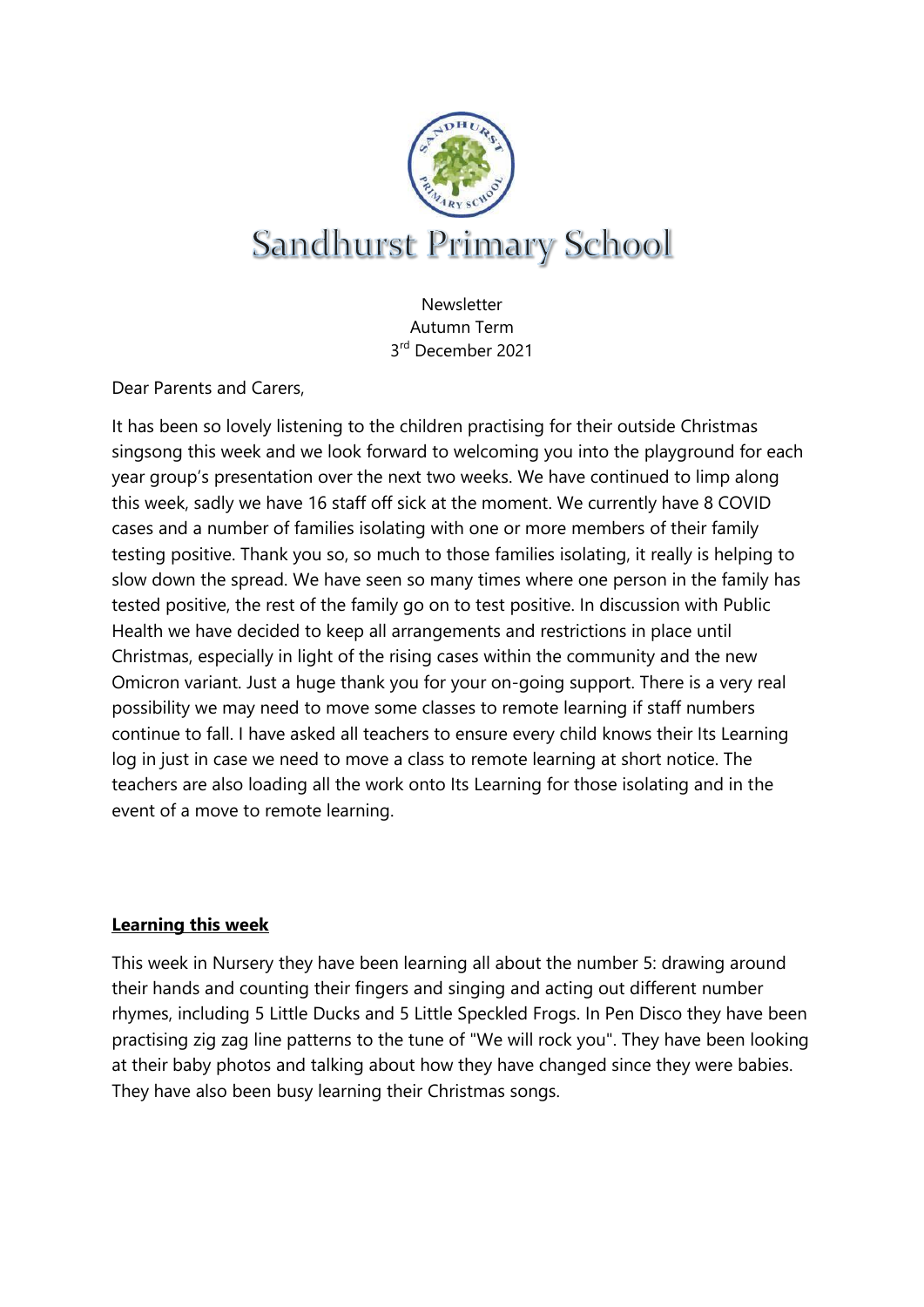# Sandhurst Primary School

Newsletter
Autumn Term
3rd December 2021

Dear Parents and Carers,

It has been so lovely listening to the children practising for their outside Christmas singsong this week and we look forward to welcoming you into the playground for each year group's presentation over the next two weeks. We have continued to limp along this week, sadly we have 16 staff off sick at the moment. We currently have 8 COVID cases and a number of families isolating with one or more members of their family testing positive. Thank you so, so much to those families isolating, it really is helping to slow down the spread. We have seen so many times where one person in the family has tested positive, the rest of the family go on to test positive. In discussion with Public Health we have decided to keep all arrangements and restrictions in place until Christmas, especially in light of the rising cases within the community and the new Omicron variant. Just a huge thank you for your on-going support. There is a very real possibility we may need to move some classes to remote learning if staff numbers continue to fall. I have asked all teachers to ensure every child knows their Its Learning log in just in case we need to move a class to remote learning at short notice. The teachers are also loading all the work onto Its Learning for those isolating and in the event of a move to remote learning.

## **Learning this week**

This week in Nursery they have been learning all about the number 5: drawing around their hands and counting their fingers and singing and acting out different number rhymes, including 5 Little Ducks and 5 Little Speckled Frogs. In Pen Disco they have been practising zig zag line patterns to the tune of "We will rock you". They have been looking at their baby photos and talking about how they have changed since they were babies. They have also been busy learning their Christmas songs.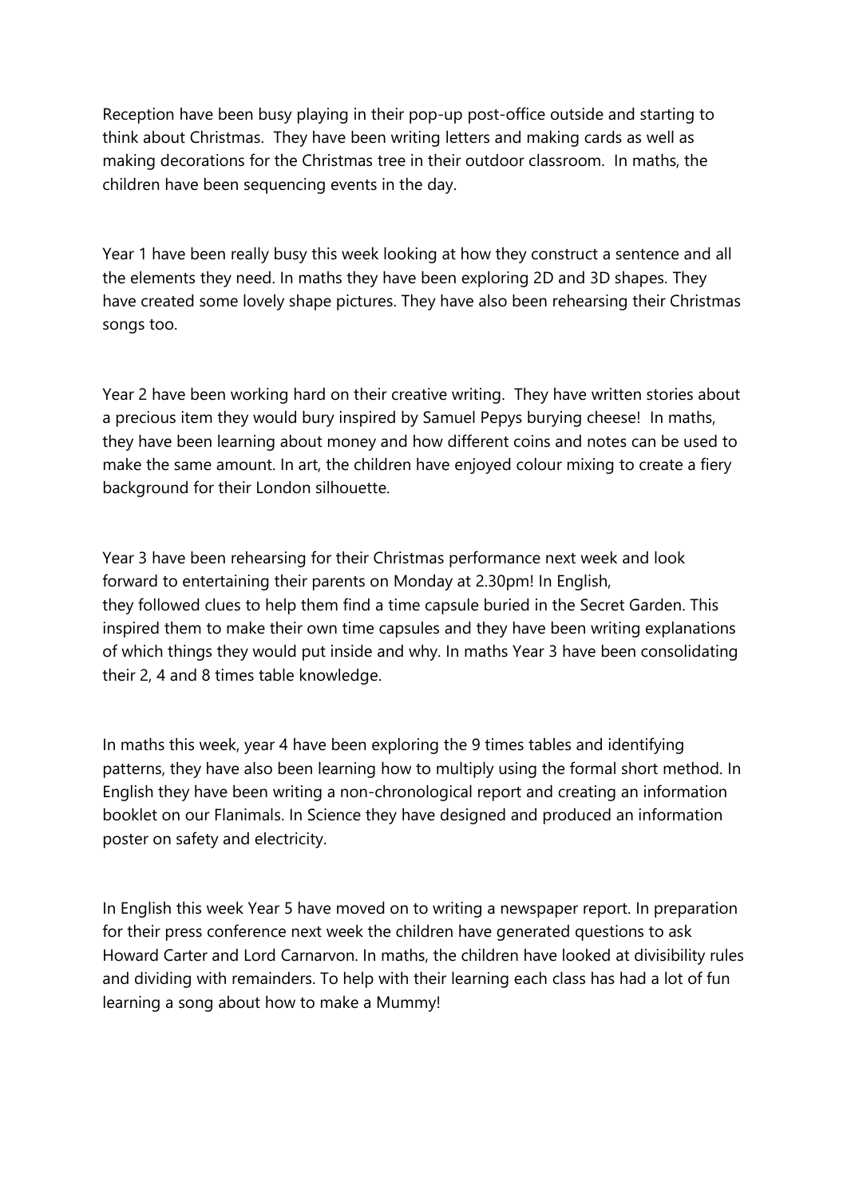Reception have been busy playing in their pop-up post-office outside and starting to think about Christmas. They have been writing letters and making cards as well as making decorations for the Christmas tree in their outdoor classroom. In maths, the children have been sequencing events in the day.

Year 1 have been really busy this week looking at how they construct a sentence and all the elements they need. In maths they have been exploring 2D and 3D shapes. They have created some lovely shape pictures. They have also been rehearsing their Christmas songs too.

Year 2 have been working hard on their creative writing. They have written stories about a precious item they would bury inspired by Samuel Pepys burying cheese! In maths, they have been learning about money and how different coins and notes can be used to make the same amount. In art, the children have enjoyed colour mixing to create a fiery background for their London silhouette.

Year 3 have been rehearsing for their Christmas performance next week and look forward to entertaining their parents on Monday at 2.30pm! In English, they followed clues to help them find a time capsule buried in the Secret Garden. This inspired them to make their own time capsules and they have been writing explanations of which things they would put inside and why. In maths Year 3 have been consolidating their 2, 4 and 8 times table knowledge.

In maths this week, year 4 have been exploring the 9 times tables and identifying patterns, they have also been learning how to multiply using the formal short method. In English they have been writing a non-chronological report and creating an information booklet on our Flanimals. In Science they have designed and produced an information poster on safety and electricity.

In English this week Year 5 have moved on to writing a newspaper report. In preparation for their press conference next week the children have generated questions to ask Howard Carter and Lord Carnarvon. In maths, the children have looked at divisibility rules and dividing with remainders. To help with their learning each class has had a lot of fun learning a song about how to make a Mummy!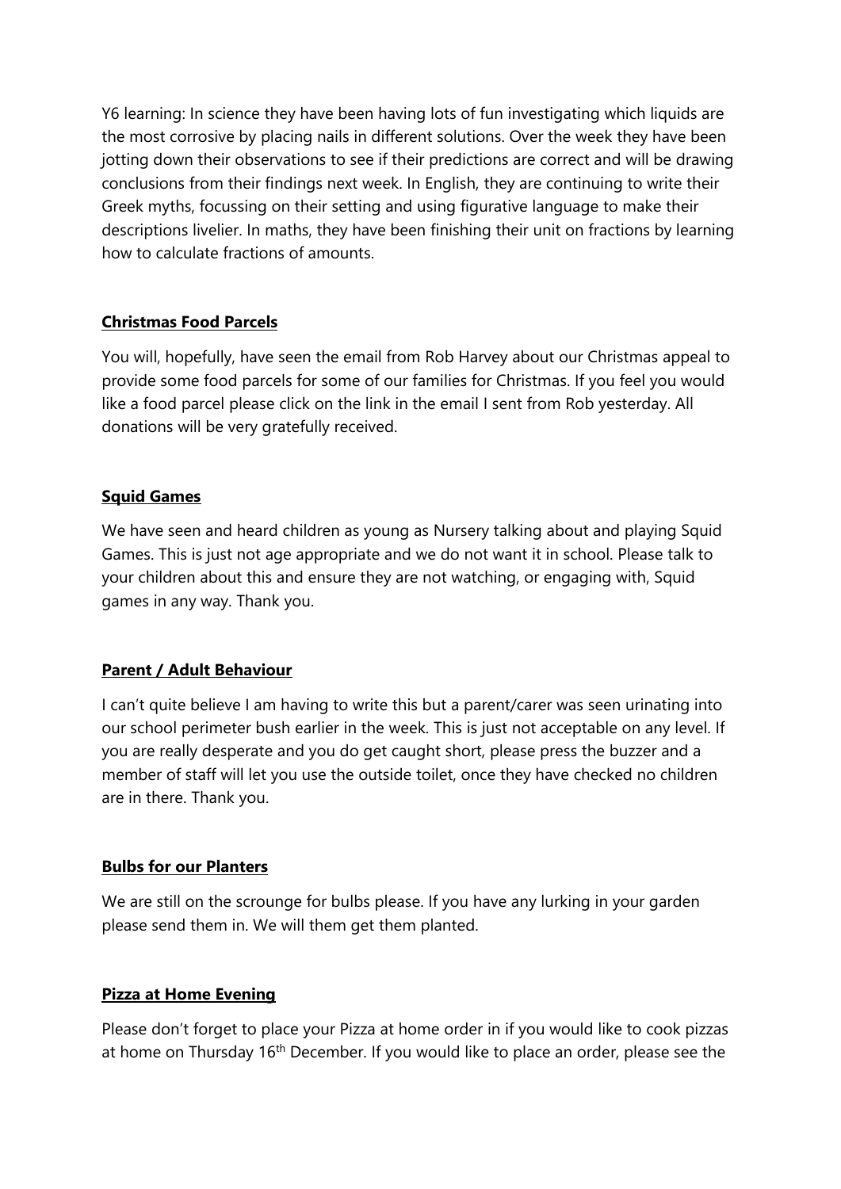Y6 learning: In science they have been having lots of fun investigating which liquids are the most corrosive by placing nails in different solutions. Over the week they have been jotting down their observations to see if their predictions are correct and will be drawing conclusions from their findings next week. In English, they are continuing to write their Greek myths, focussing on their setting and using figurative language to make their descriptions livelier. In maths, they have been finishing their unit on fractions by learning how to calculate fractions of amounts.

## **Christmas Food Parcels**

You will, hopefully, have seen the email from Rob Harvey about our Christmas appeal to provide some food parcels for some of our families for Christmas. If you feel you would like a food parcel please click on the link in the email I sent from Rob yesterday. All donations will be very gratefully received.

## **Squid Games**

We have seen and heard children as young as Nursery talking about and playing Squid Games. This is just not age appropriate and we do not want it in school. Please talk to your children about this and ensure they are not watching, or engaging with, Squid games in any way. Thank you.

## **Parent / Adult Behaviour**

I can't quite believe I am having to write this but a parent/carer was seen urinating into our school perimeter bush earlier in the week. This is just not acceptable on any level. If you are really desperate and you do get caught short, please press the buzzer and a member of staff will let you use the outside toilet, once they have checked no children are in there. Thank you.

## **Bulbs for our Planters**

We are still on the scrounge for bulbs please. If you have any lurking in your garden please send them in. We will them get them planted.

## **Pizza at Home Evening**

Please don't forget to place your Pizza at home order in if you would like to cook pizzas at home on Thursday 16th December. If you would like to place an order, please see the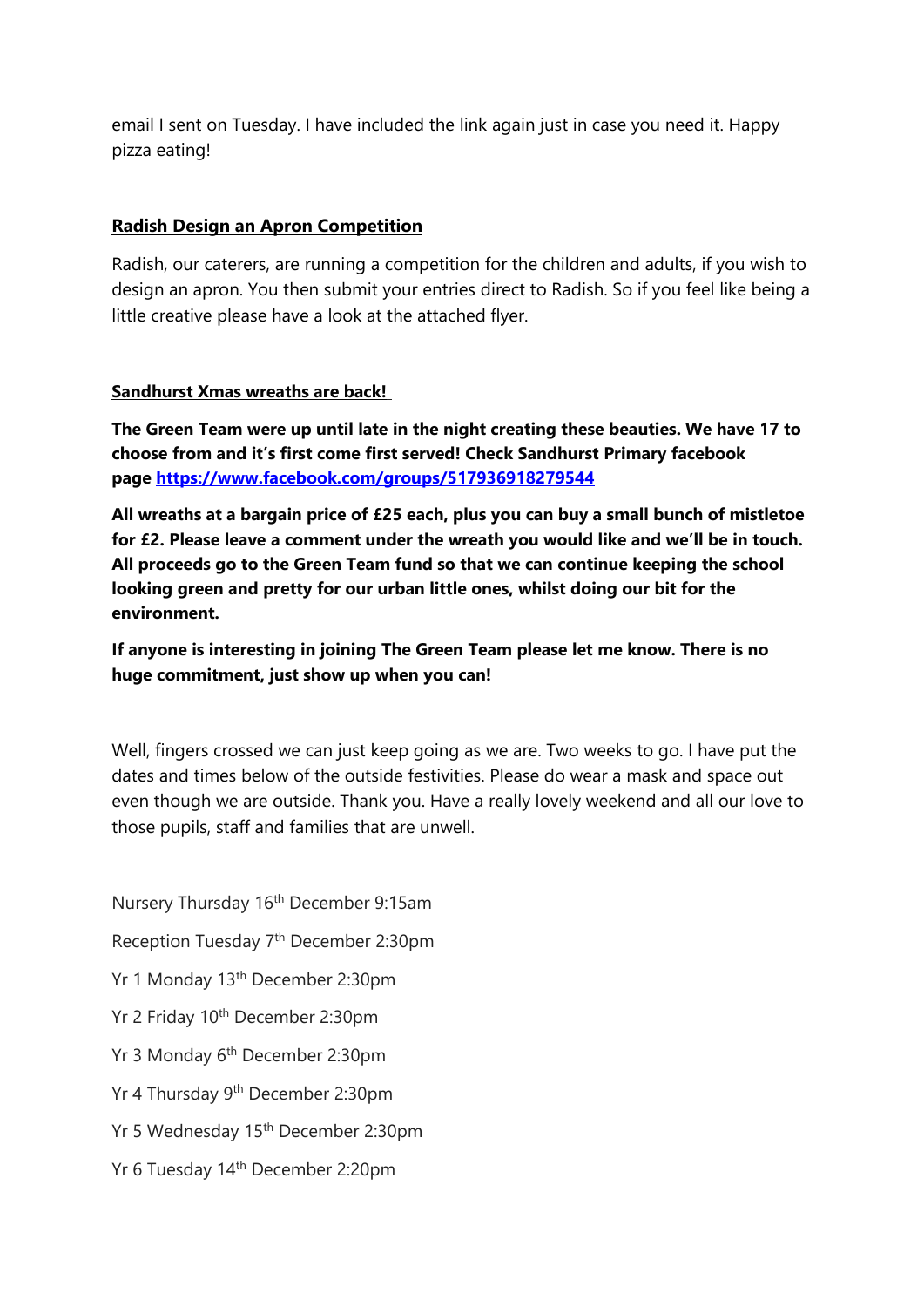email I sent on Tuesday. I have included the link again just in case you need it. Happy pizza eating!

**Radish Design an Apron Competition**

Radish, our caterers, are running a competition for the children and adults, if you wish to design an apron. You then submit your entries direct to Radish. So if you feel like being a little creative please have a look at the attached flyer.

**Sandhurst Xmas wreaths are back!**

**The Green Team were up until late in the night creating these beauties. We have 17 to choose from and it's first come first served! Check Sandhurst Primary facebook page https://www.facebook.com/groups/517936918279544**

**All wreaths at a bargain price of £25 each, plus you can buy a small bunch of mistletoe for £2. Please leave a comment under the wreath you would like and we'll be in touch. All proceeds go to the Green Team fund so that we can continue keeping the school looking green and pretty for our urban little ones, whilst doing our bit for the environment.**

**If anyone is interesting in joining The Green Team please let me know. There is no huge commitment, just show up when you can!**

Well, fingers crossed we can just keep going as we are. Two weeks to go. I have put the dates and times below of the outside festivities. Please do wear a mask and space out even though we are outside. Thank you. Have a really lovely weekend and all our love to those pupils, staff and families that are unwell.

Nursery Thursday 16th December 9:15am

Reception Tuesday 7th December 2:30pm

Yr 1 Monday 13th December 2:30pm

Yr 2 Friday 10th December 2:30pm

Yr 3 Monday 6th December 2:30pm

Yr 4 Thursday 9th December 2:30pm

Yr 5 Wednesday 15th December 2:30pm

Yr 6 Tuesday 14th December 2:20pm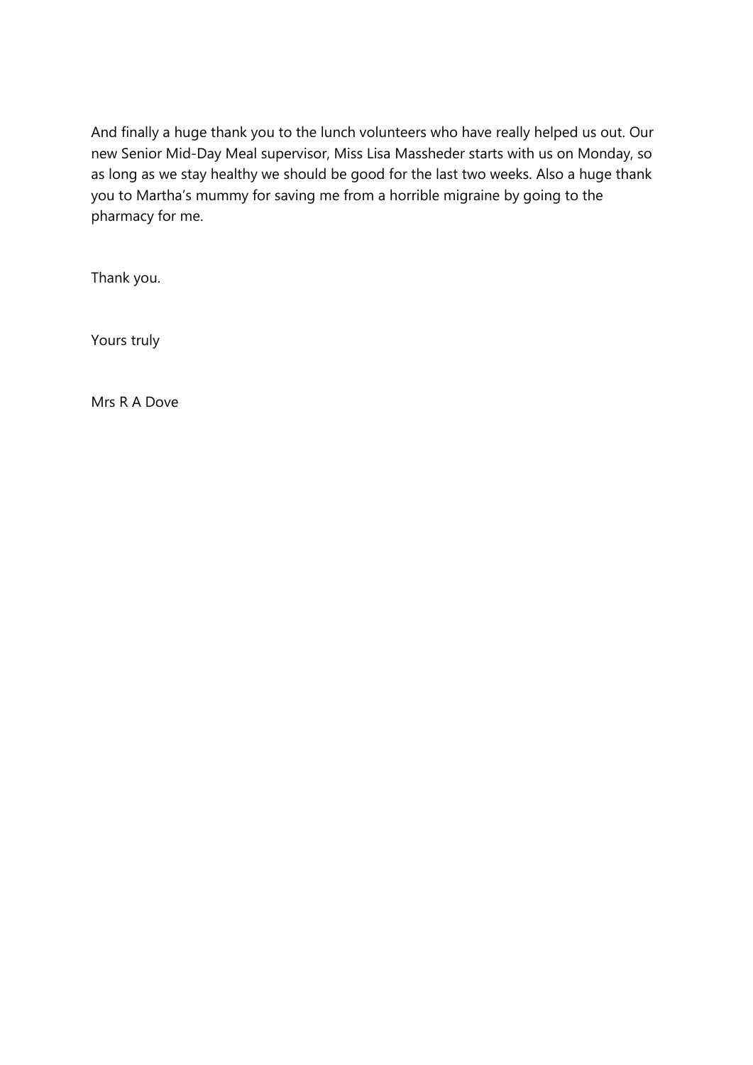And finally a huge thank you to the lunch volunteers who have really helped us out. Our new Senior Mid-Day Meal supervisor, Miss Lisa Massheder starts with us on Monday, so as long as we stay healthy we should be good for the last two weeks. Also a huge thank you to Martha's mummy for saving me from a horrible migraine by going to the pharmacy for me.

Thank you.

Yours truly

Mrs R A Dove